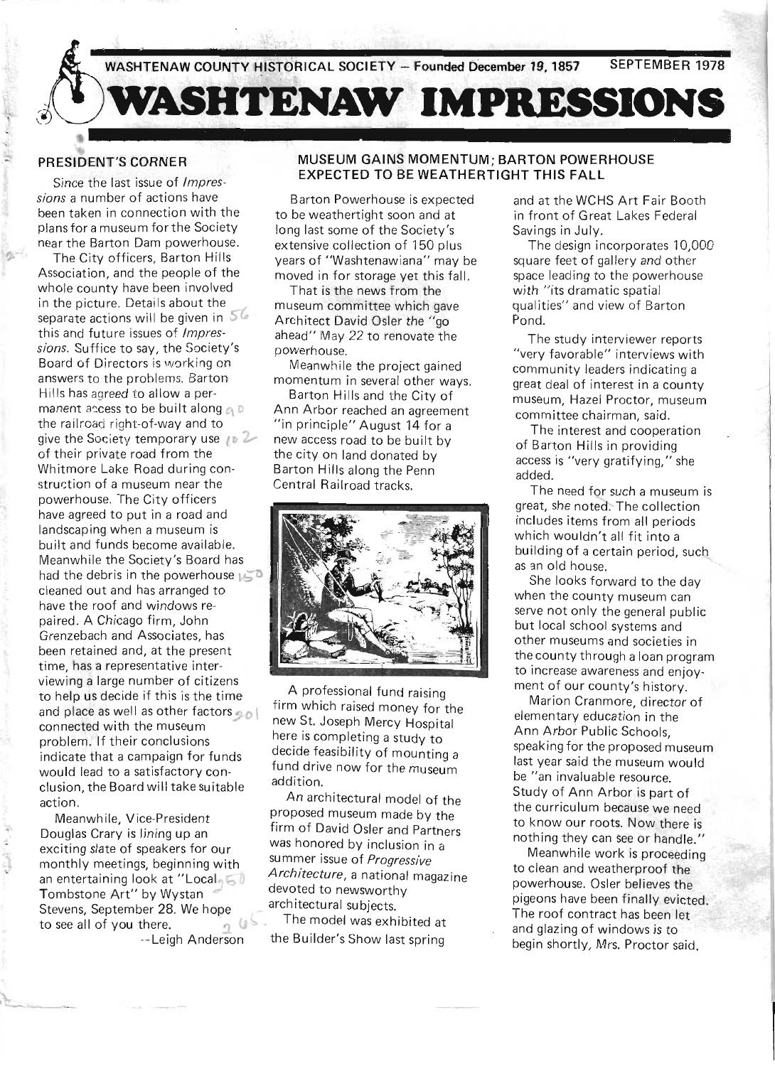WASHTENAW COUNTY HISTORICAL SOCIETY – Founded December 19, 1857 SEPTEMBER 1978

# WASHTENAW IMPRESSIONS

## PRESIDENT'S CORNER

Since the last issue of *Impressions* a number of actions have been taken in connection with the plans for a museum for the Society near the Barton Dam powerhouse.

The City officers, Barton Hills Association, and the people of the whole county have been involved in the picture. Details about the separate actions will be given in this and future issues of *Impressions*. Suffice to say, the Society's Board of Directors is working on answers to the problems. Barton Hills has agreed to allow a permanent access to be built along the railroad right-of-way and to give the Society temporary use of their private road from the Whitmore Lake Road during construction of a museum near the powerhouse. The City officers have agreed to put in a road and landscaping when a museum is built and funds become available. Meanwhile the Society's Board has had the debris in the powerhouse cleaned out and has arranged to have the roof and windows repaired. A Chicago firm, John Grenzebach and Associates, has been retained and, at the present time, has a representative interviewing a large number of citizens to help us decide if this is the time and place as well as other factors connected with the museum problem. If their conclusions indicate that a campaign for funds would lead to a satisfactory conclusion, the Board will take suitable action.

Meanwhile, Vice-President Douglas Crary is lining up an exciting slate of speakers for our monthly meetings, beginning with an entertaining look at "Local Tombstone Art" by Wystan Stevens, September 28. We hope to see all of you there.

--Leigh Anderson

## MUSEUM GAINS MOMENTUM; BARTON POWERHOUSE EXPECTED TO BE WEATHERTIGHT THIS FALL

Barton Powerhouse is expected to be weathertight soon and at long last some of the Society's extensive collection of 150 plus years of "Washtenawiana" may be moved in for storage yet this fall.

That is the news from the museum committee which gave Architect David Osler the "go ahead" May 22 to renovate the powerhouse.

Meanwhile the project gained momentum in several other ways.

Barton Hills and the City of Ann Arbor reached an agreement "in principle" August 14 for a new access road to be built by the city on land donated by Barton Hills along the Penn Central Railroad tracks.

A professional fund raising firm which raised money for the new St. Joseph Mercy Hospital here is completing a study to decide feasibility of mounting a fund drive now for the museum addition.

An architectural model of the proposed museum made by the firm of David Osler and Partners was honored by inclusion in a summer issue of *Progressive Architecture*, a national magazine devoted to newsworthy architectural subjects.

The model was exhibited at the Builder's Show last spring and at the WCHS Art Fair Booth in front of Great Lakes Federal Savings in July.

The design incorporates 10,000 square feet of gallery and other space leading to the powerhouse with "its dramatic spatial qualities" and view of Barton Pond.

The study interviewer reports "very favorable" interviews with community leaders indicating a great deal of interest in a county museum, Hazel Proctor, museum committee chairman, said.

The interest and cooperation of Barton Hills in providing access is "very gratifying," she added.

The need for such a museum is great, she noted. The collection includes items from all periods which wouldn't all fit into a building of a certain period, such as an old house.

She looks forward to the day when the county museum can serve not only the general public but local school systems and other museums and societies in the county through a loan program to increase awareness and enjoyment of our county's history.

Marion Cranmore, director of elementary education in the Ann Arbor Public Schools, speaking for the proposed museum last year said the museum would be "an invaluable resource. Study of Ann Arbor is part of the curriculum because we need to know our roots. Now there is nothing they can see or handle."

Meanwhile work is proceeding to clean and weatherproof the powerhouse. Osler believes the pigeons have been finally evicted. The roof contract has been let and glazing of windows is to begin shortly, Mrs. Proctor said.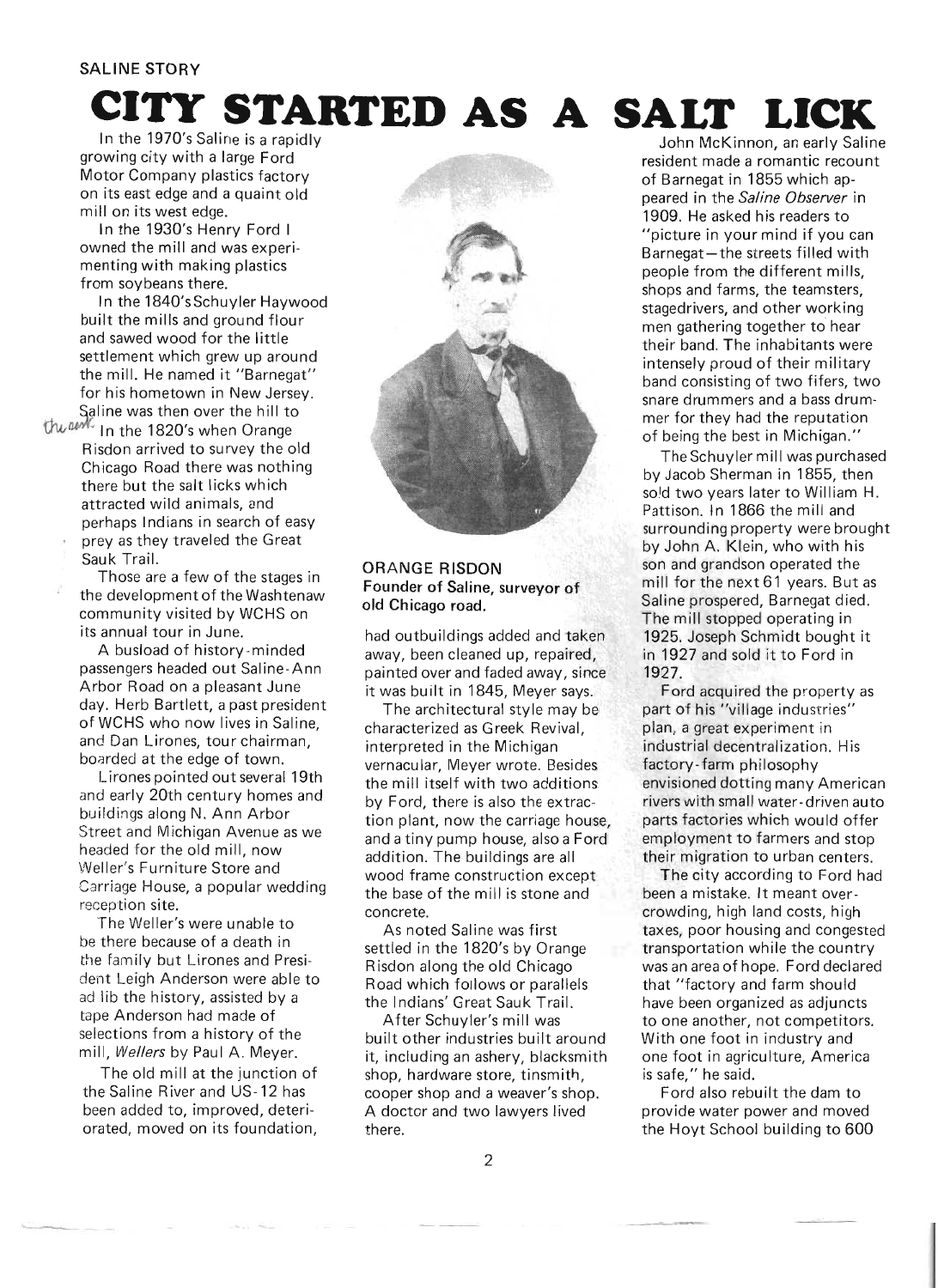SALINE STORY

# CITY STARTED AS A SALT LICK

In the 1970's Saline is a rapidly growing city with a large Ford Motor Company plastics factory on its east edge and a quaint old mill on its west edge.

In the 1930's Henry Ford I owned the mill and was experimenting with making plastics from soybeans there.

In the 1840's Schuyler Haywood built the mills and ground flour and sawed wood for the little settlement which grew up around the mill. He named it "Barnegat" for his hometown in New Jersey. Saline was then over the hill to the east.

In the 1820's when Orange Risdon arrived to survey the old Chicago Road there was nothing there but the salt licks which attracted wild animals, and perhaps Indians in search of easy prey as they traveled the Great Sauk Trail.

Those are a few of the stages in the development of the Washtenaw community visited by WCHS on its annual tour in June.

A busload of history-minded passengers headed out Saline-Ann Arbor Road on a pleasant June day. Herb Bartlett, a past president of WCHS who now lives in Saline, and Dan Lirones, tour chairman, boarded at the edge of town.

Lirones pointed out several 19th and early 20th century homes and buildings along N. Ann Arbor Street and Michigan Avenue as we headed for the old mill, now Weller's Furniture Store and Carriage House, a popular wedding reception site.

The Weller's were unable to be there because of a death in the family but Lirones and President Leigh Anderson were able to ad lib the history, assisted by a tape Anderson had made of selections from a history of the mill, *Wellers* by Paul A. Meyer.

The old mill at the junction of the Saline River and US-12 has been added to, improved, deteriorated, moved on its foundation, had outbuildings added and taken away, been cleaned up, repaired, painted over and faded away, since it was built in 1845, Meyer says.

**ORANGE RISDON**
**Founder of Saline, surveyor of old Chicago road.**

The architectural style may be characterized as Greek Revival, interpreted in the Michigan vernacular, Meyer wrote. Besides the mill itself with two additions by Ford, there is also the extraction plant, now the carriage house, and a tiny pump house, also a Ford addition. The buildings are all wood frame construction except the base of the mill is stone and concrete.

As noted Saline was first settled in the 1820's by Orange Risdon along the old Chicago Road which follows or parallels the Indians' Great Sauk Trail.

After Schuyler's mill was built other industries built around it, including an ashery, blacksmith shop, hardware store, tinsmith, cooper shop and a weaver's shop. A doctor and two lawyers lived there.

John McKinnon, an early Saline resident made a romantic recount of Barnegat in 1855 which appeared in the *Saline Observer* in 1909. He asked his readers to "picture in your mind if you can Barnegat—the streets filled with people from the different mills, shops and farms, the teamsters, stagedrivers, and other working men gathering together to hear their band. The inhabitants were intensely proud of their military band consisting of two fifers, two snare drummers and a bass drummer for they had the reputation of being the best in Michigan."

The Schuyler mill was purchased by Jacob Sherman in 1855, then sold two years later to William H. Pattison. In 1866 the mill and surrounding property were brought by John A. Klein, who with his son and grandson operated the mill for the next 61 years. But as Saline prospered, Barnegat died. The mill stopped operating in 1925. Joseph Schmidt bought it in 1927 and sold it to Ford in 1927.

Ford acquired the property as part of his "village industries" plan, a great experiment in industrial decentralization. His factory-farm philosophy envisioned dotting many American rivers with small water-driven auto parts factories which would offer employment to farmers and stop their migration to urban centers.

The city according to Ford had been a mistake. It meant overcrowding, high land costs, high taxes, poor housing and congested transportation while the country was an area of hope. Ford declared that "factory and farm should have been organized as adjuncts to one another, not competitors. With one foot in industry and one foot in agriculture, America is safe," he said.

Ford also rebuilt the dam to provide water power and moved the Hoyt School building to 600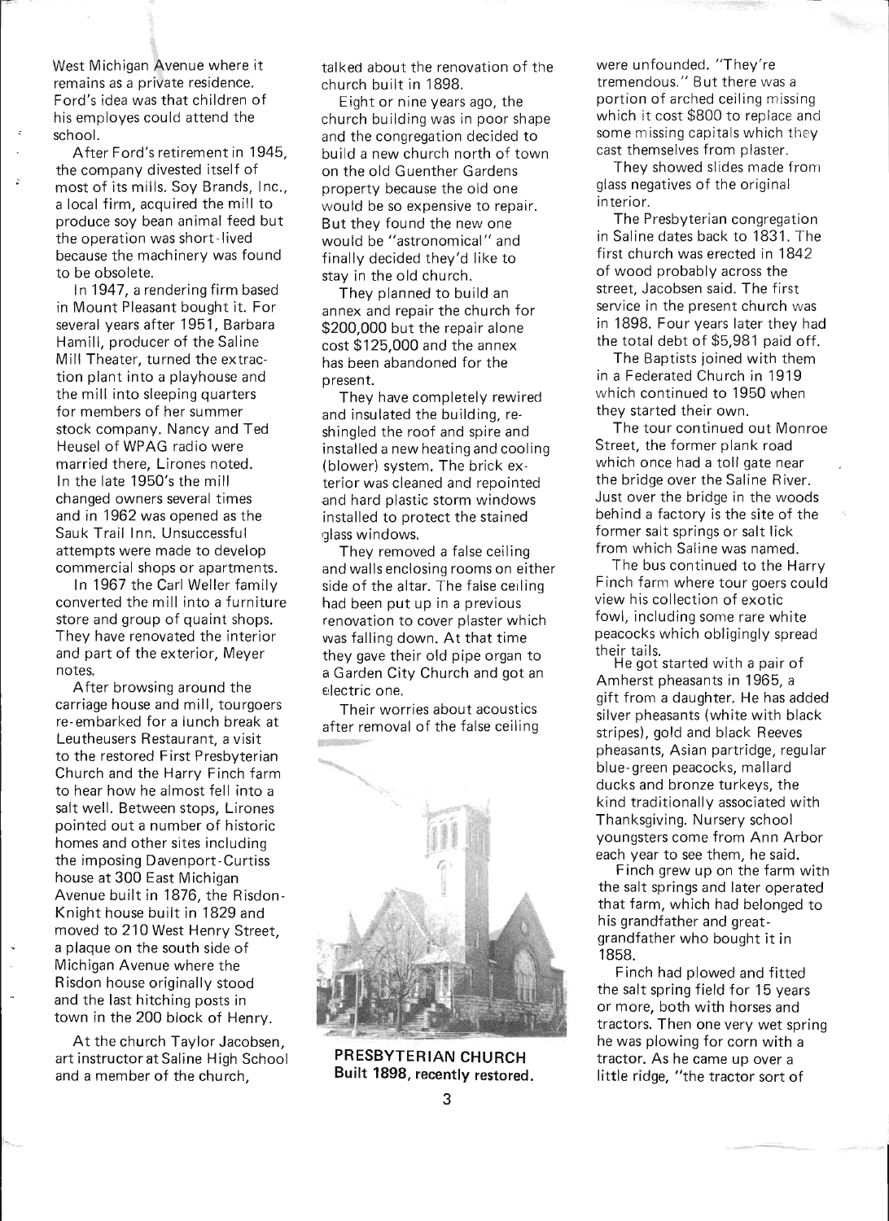West Michigan Avenue where it remains as a private residence. Ford's idea was that children of his employes could attend the school.

After Ford's retirement in 1945, the company divested itself of most of its mills. Soy Brands, Inc., a local firm, acquired the mill to produce soy bean animal feed but the operation was short-lived because the machinery was found to be obsolete.

In 1947, a rendering firm based in Mount Pleasant bought it. For several years after 1951, Barbara Hamill, producer of the Saline Mill Theater, turned the extraction plant into a playhouse and the mill into sleeping quarters for members of her summer stock company. Nancy and Ted Heusel of WPAG radio were married there, Lirones noted. In the late 1950's the mill changed owners several times and in 1962 was opened as the Sauk Trail Inn. Unsuccessful attempts were made to develop commercial shops or apartments.

In 1967 the Carl Weller family converted the mill into a furniture store and group of quaint shops. They have renovated the interior and part of the exterior, Meyer notes.

After browsing around the carriage house and mill, tourgoers re-embarked for a lunch break at Leutheusers Restaurant, a visit to the restored First Presbyterian Church and the Harry Finch farm to hear how he almost fell into a salt well. Between stops, Lirones pointed out a number of historic homes and other sites including the imposing Davenport-Curtiss house at 300 East Michigan Avenue built in 1876, the Risdon-Knight house built in 1829 and moved to 210 West Henry Street, a plaque on the south side of Michigan Avenue where the Risdon house originally stood and the last hitching posts in town in the 200 block of Henry.

At the church Taylor Jacobsen, art instructor at Saline High School and a member of the church, talked about the renovation of the church built in 1898.

Eight or nine years ago, the church building was in poor shape and the congregation decided to build a new church north of town on the old Guenther Gardens property because the old one would be so expensive to repair. But they found the new one would be "astronomical" and finally decided they'd like to stay in the old church.

They planned to build an annex and repair the church for $200,000 but the repair alone cost $125,000 and the annex has been abandoned for the present.

They have completely rewired and insulated the building, re-shingled the roof and spire and installed a new heating and cooling (blower) system. The brick exterior was cleaned and repointed and hard plastic storm windows installed to protect the stained glass windows.

They removed a false ceiling and walls enclosing rooms on either side of the altar. The false ceiling had been put up in a previous renovation to cover plaster which was falling down. At that time they gave their old pipe organ to a Garden City Church and got an electric one.

Their worries about acoustics after removal of the false ceiling were unfounded. "They're tremendous." But there was a portion of arched ceiling missing which it cost $800 to replace and some missing capitals which they cast themselves from plaster.

They showed slides made from glass negatives of the original interior.

The Presbyterian congregation in Saline dates back to 1831. The first church was erected in 1842 of wood probably across the street, Jacobsen said. The first service in the present church was in 1898. Four years later they had the total debt of $5,981 paid off.

The Baptists joined with them in a Federated Church in 1919 which continued to 1950 when they started their own.

The tour continued out Monroe Street, the former plank road which once had a toll gate near the bridge over the Saline River. Just over the bridge in the woods behind a factory is the site of the former salt springs or salt lick from which Saline was named.

The bus continued to the Harry Finch farm where tour goers could view his collection of exotic fowl, including some rare white peacocks which obligingly spread their tails.

He got started with a pair of Amherst pheasants in 1965, a gift from a daughter. He has added silver pheasants (white with black stripes), gold and black Reeves pheasants, Asian partridge, regular blue-green peacocks, mallard ducks and bronze turkeys, the kind traditionally associated with Thanksgiving. Nursery school youngsters come from Ann Arbor each year to see them, he said.

Finch grew up on the farm with the salt springs and later operated that farm, which had belonged to his grandfather and great-grandfather who bought it in 1858.

Finch had plowed and fitted the salt spring field for 15 years or more, both with horses and tractors. Then one very wet spring he was plowing for corn with a tractor. As he came up over a little ridge, "the tractor sort of

**PRESBYTERIAN CHURCH**
**Built 1898, recently restored.**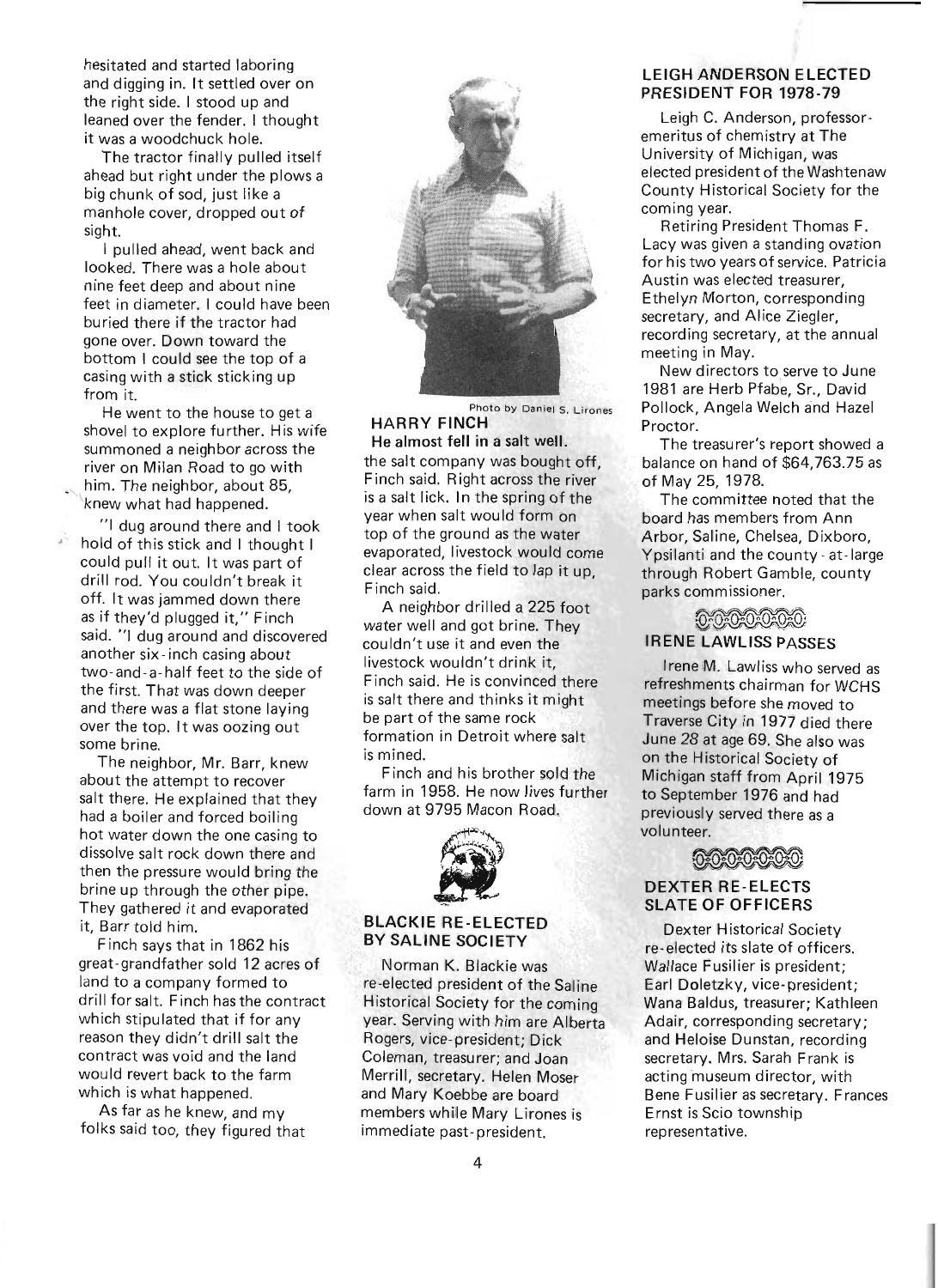hesitated and started laboring and digging in. It settled over on the right side. I stood up and leaned over the fender. I thought it was a woodchuck hole.

The tractor finally pulled itself ahead but right under the plows a big chunk of sod, just like a manhole cover, dropped out of sight.

I pulled ahead, went back and looked. There was a hole about nine feet deep and about nine feet in diameter. I could have been buried there if the tractor had gone over. Down toward the bottom I could see the top of a casing with a stick sticking up from it.

He went to the house to get a shovel to explore further. His wife summoned a neighbor across the river on Milan Road to go with him. The neighbor, about 85, knew what had happened.

"I dug around there and I took hold of this stick and I thought I could pull it out. It was part of drill rod. You couldn't break it off. It was jammed down there as if they'd plugged it," Finch said. "I dug around and discovered another six-inch casing about two-and-a-half feet to the side of the first. That was down deeper and there was a flat stone laying over the top. It was oozing out some brine.

The neighbor, Mr. Barr, knew about the attempt to recover salt there. He explained that they had a boiler and forced boiling hot water down the one casing to dissolve salt rock down there and then the pressure would bring the brine up through the other pipe. They gathered it and evaporated it, Barr told him.

Finch says that in 1862 his great-grandfather sold 12 acres of land to a company formed to drill for salt. Finch has the contract which stipulated that if for any reason they didn't drill salt the contract was void and the land would revert back to the farm which is what happened.

As far as he knew, and my folks said too, they figured that the salt company was bought off, Finch said. Right across the river is a salt lick. In the spring of the year when salt would form on top of the ground as the water evaporated, livestock would come clear across the field to lap it up, Finch said.

A neighbor drilled a 225 foot water well and got brine. They couldn't use it and even the livestock wouldn't drink it, Finch said. He is convinced there is salt there and thinks it might be part of the same rock formation in Detroit where salt is mined.

Finch and his brother sold the farm in 1958. He now lives further down at 9795 Macon Road.

Photo by Daniel S. Lirones

**HARRY FINCH**

**He almost fell in a salt well.**

### BLACKIE RE-ELECTED BY SALINE SOCIETY

Norman K. Blackie was re-elected president of the Saline Historical Society for the coming year. Serving with him are Alberta Rogers, vice-president; Dick Coleman, treasurer; and Joan Merrill, secretary. Helen Moser and Mary Koebbe are board members while Mary Lirones is immediate past-president.

### LEIGH ANDERSON ELECTED PRESIDENT FOR 1978-79

Leigh C. Anderson, professor-emeritus of chemistry at The University of Michigan, was elected president of the Washtenaw County Historical Society for the coming year.

Retiring President Thomas F. Lacy was given a standing ovation for his two years of service. Patricia Austin was elected treasurer, Ethelyn Morton, corresponding secretary, and Alice Ziegler, recording secretary, at the annual meeting in May.

New directors to serve to June 1981 are Herb Pfabe, Sr., David Pollock, Angela Welch and Hazel Proctor.

The treasurer's report showed a balance on hand of $64,763.75 as of May 25, 1978.

The committee noted that the board has members from Ann Arbor, Saline, Chelsea, Dixboro, Ypsilanti and the county-at-large through Robert Gamble, county parks commissioner.

### IRENE LAWLISS PASSES

Irene M. Lawliss who served as refreshments chairman for WCHS meetings before she moved to Traverse City in 1977 died there June 28 at age 69. She also was on the Historical Society of Michigan staff from April 1975 to September 1976 and had previously served there as a volunteer.

### DEXTER RE-ELECTS SLATE OF OFFICERS

Dexter Historical Society re-elected its slate of officers. Wallace Fusilier is president; Earl Doletzky, vice-president; Wana Baldus, treasurer; Kathleen Adair, corresponding secretary; and Heloise Dunstan, recording secretary. Mrs. Sarah Frank is acting museum director, with Bene Fusilier as secretary. Frances Ernst is Scio township representative.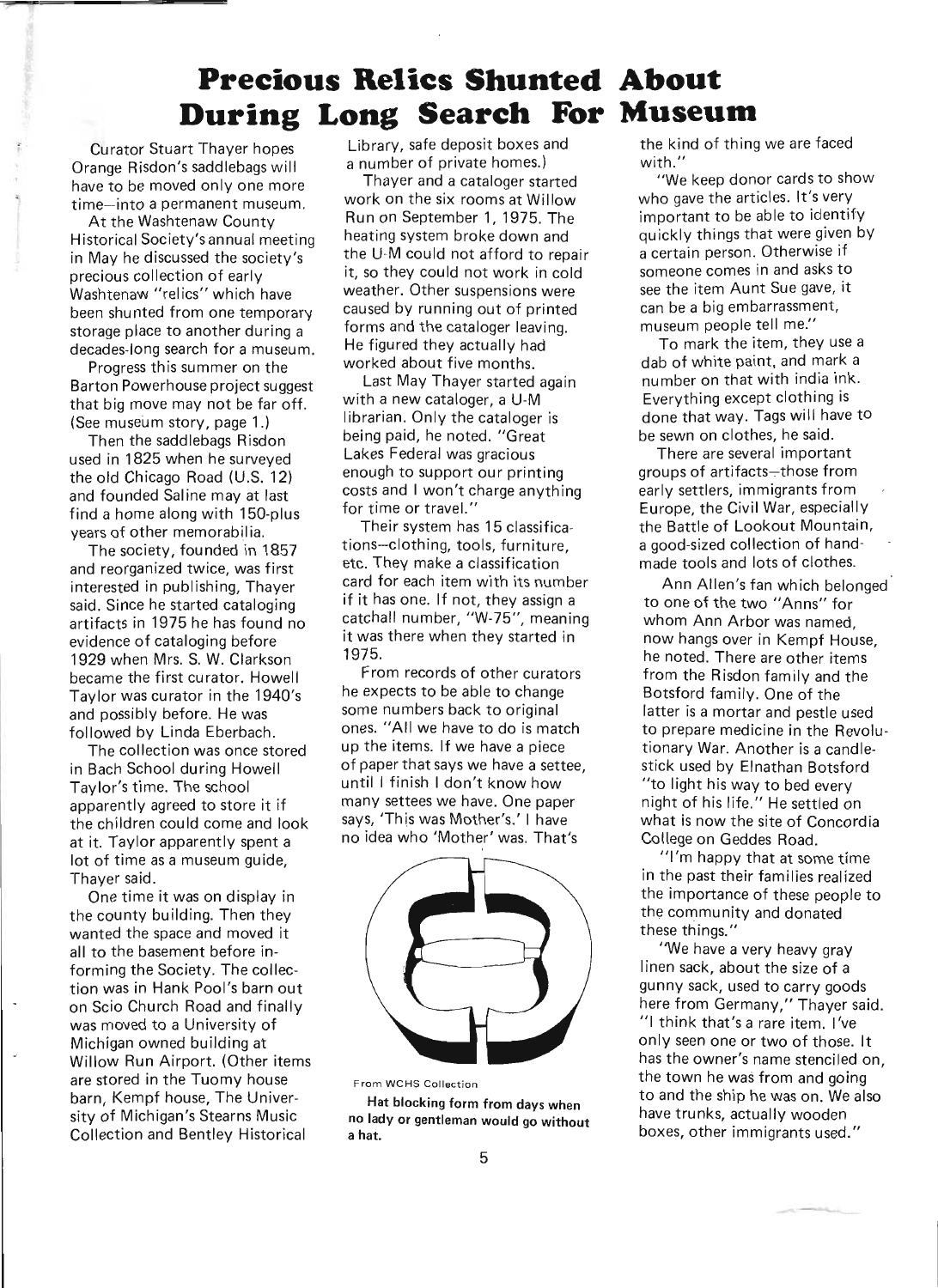# Precious Relics Shunted About During Long Search For Museum

Curator Stuart Thayer hopes Orange Risdon's saddlebags will have to be moved only one more time—into a permanent museum.

At the Washtenaw County Historical Society's annual meeting in May he discussed the society's precious collection of early Washtenaw "relics" which have been shunted from one temporary storage place to another during a decades-long search for a museum.

Progress this summer on the Barton Powerhouse project suggest that big move may not be far off. (See museum story, page 1.)

Then the saddlebags Risdon used in 1825 when he surveyed the old Chicago Road (U.S. 12) and founded Saline may at last find a home along with 150-plus years of other memorabilia.

The society, founded in 1857 and reorganized twice, was first interested in publishing, Thayer said. Since he started cataloging artifacts in 1975 he has found no evidence of cataloging before 1929 when Mrs. S. W. Clarkson became the first curator. Howell Taylor was curator in the 1940's and possibly before. He was followed by Linda Eberbach.

The collection was once stored in Bach School during Howell Taylor's time. The school apparently agreed to store it if the children could come and look at it. Taylor apparently spent a lot of time as a museum guide, Thayer said.

One time it was on display in the county building. Then they wanted the space and moved it all to the basement before informing the Society. The collection was in Hank Pool's barn out on Scio Church Road and finally was moved to a University of Michigan owned building at Willow Run Airport. (Other items are stored in the Tuomy house barn, Kempf house, The University of Michigan's Stearns Music Collection and Bentley Historical Library, safe deposit boxes and a number of private homes.)

Thayer and a cataloger started work on the six rooms at Willow Run on September 1, 1975. The heating system broke down and the U-M could not afford to repair it, so they could not work in cold weather. Other suspensions were caused by running out of printed forms and the cataloger leaving. He figured they actually had worked about five months.

Last May Thayer started again with a new cataloger, a U-M librarian. Only the cataloger is being paid, he noted. "Great Lakes Federal was gracious enough to support our printing costs and I won't charge anything for time or travel."

Their system has 15 classifications—clothing, tools, furniture, etc. They make a classification card for each item with its number if it has one. If not, they assign a catchall number, "W-75", meaning it was there when they started in 1975.

From records of other curators he expects to be able to change some numbers back to original ones. "All we have to do is match up the items. If we have a piece of paper that says we have a settee, until I finish I don't know how many settees we have. One paper says, 'This was Mother's.' I have no idea who 'Mother' was. That's the kind of thing we are faced with."

From WCHS Collection

**Hat blocking form from days when no lady or gentleman would go without a hat.**

"We keep donor cards to show who gave the articles. It's very important to be able to identify quickly things that were given by a certain person. Otherwise if someone comes in and asks to see the item Aunt Sue gave, it can be a big embarrassment, museum people tell me."

To mark the item, they use a dab of white paint, and mark a number on that with india ink. Everything except clothing is done that way. Tags will have to be sewn on clothes, he said.

There are several important groups of artifacts—those from early settlers, immigrants from Europe, the Civil War, especially the Battle of Lookout Mountain, a good-sized collection of handmade tools and lots of clothes.

Ann Allen's fan which belonged to one of the two "Anns" for whom Ann Arbor was named, now hangs over in Kempf House, he noted. There are other items from the Risdon family and the Botsford family. One of the latter is a mortar and pestle used to prepare medicine in the Revolutionary War. Another is a candlestick used by Elnathan Botsford "to light his way to bed every night of his life." He settled on what is now the site of Concordia College on Geddes Road.

"I'm happy that at some time in the past their families realized the importance of these people to the community and donated these things."

"We have a very heavy gray linen sack, about the size of a gunny sack, used to carry goods here from Germany," Thayer said. "I think that's a rare item. I've only seen one or two of those. It has the owner's name stenciled on, the town he was from and going to and the ship he was on. We also have trunks, actually wooden boxes, other immigrants used."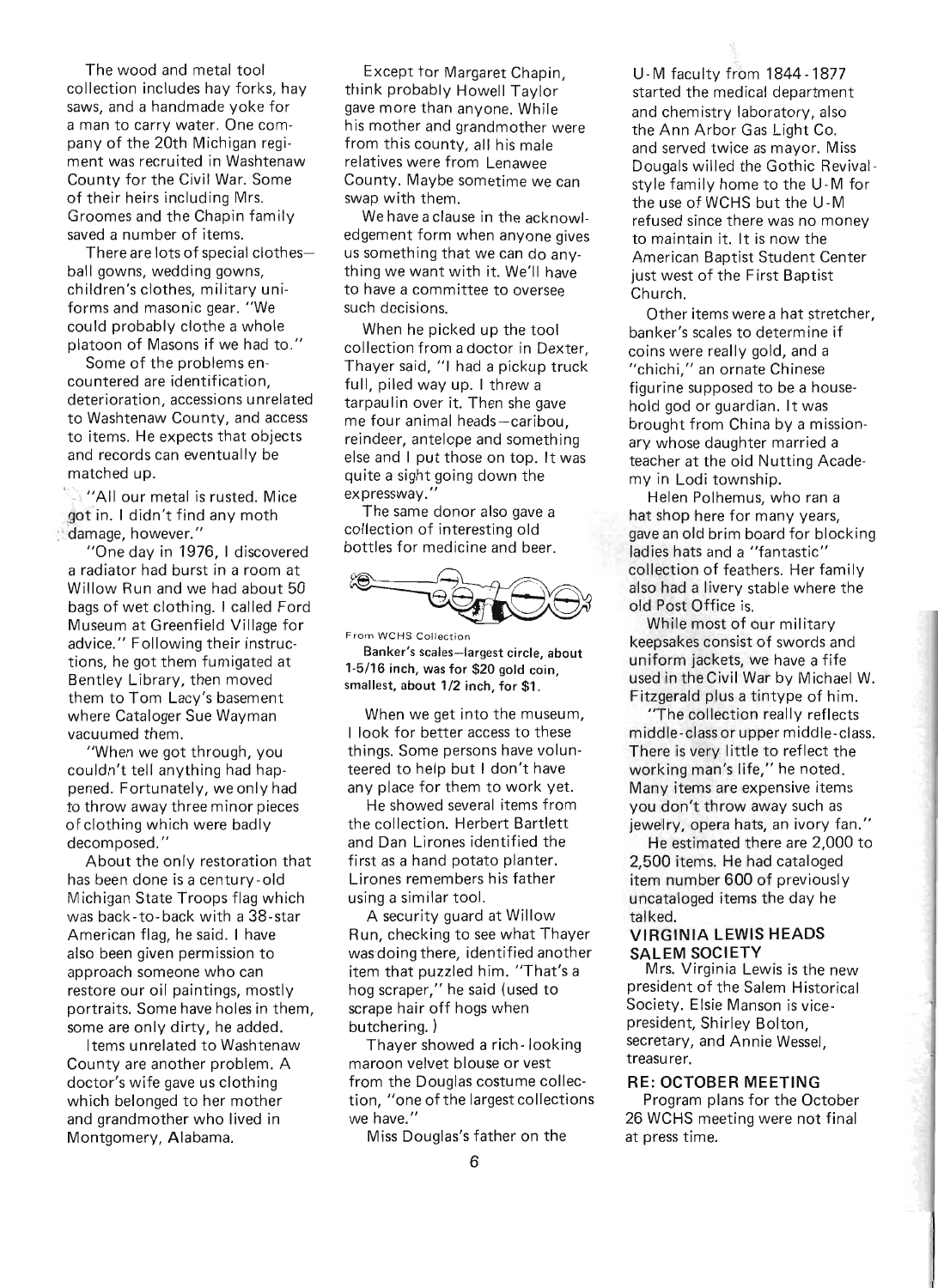The wood and metal tool collection includes hay forks, hay saws, and a handmade yoke for a man to carry water. One company of the 20th Michigan regiment was recruited in Washtenaw County for the Civil War. Some of their heirs including Mrs. Groomes and the Chapin family saved a number of items.

There are lots of special clothes—ball gowns, wedding gowns, children's clothes, military uniforms and masonic gear. "We could probably clothe a whole platoon of Masons if we had to."

Some of the problems encountered are identification, deterioration, accessions unrelated to Washtenaw County, and access to items. He expects that objects and records can eventually be matched up.

"All our metal is rusted. Mice got in. I didn't find any moth damage, however."

"One day in 1976, I discovered a radiator had burst in a room at Willow Run and we had about 50 bags of wet clothing. I called Ford Museum at Greenfield Village for advice." Following their instructions, he got them fumigated at Bentley Library, then moved them to Tom Lacy's basement where Cataloger Sue Wayman vacuumed them.

"When we got through, you couldn't tell anything had happened. Fortunately, we only had to throw away three minor pieces of clothing which were badly decomposed."

About the only restoration that has been done is a century-old Michigan State Troops flag which was back-to-back with a 38-star American flag, he said. I have also been given permission to approach someone who can restore our oil paintings, mostly portraits. Some have holes in them, some are only dirty, he added.

Items unrelated to Washtenaw County are another problem. A doctor's wife gave us clothing which belonged to her mother and grandmother who lived in Montgomery, Alabama.

Except for Margaret Chapin, think probably Howell Taylor gave more than anyone. While his mother and grandmother were from this county, all his male relatives were from Lenawee County. Maybe sometime we can swap with them.

We have a clause in the acknowledgement form when anyone gives us something that we can do anything we want with it. We'll have to have a committee to oversee such decisions.

When he picked up the tool collection from a doctor in Dexter, Thayer said, "I had a pickup truck full, piled way up. I threw a tarpaulin over it. Then she gave me four animal heads—caribou, reindeer, antelope and something else and I put those on top. It was quite a sight going down the expressway."

The same donor also gave a collection of interesting old bottles for medicine and beer.

From WCHS Collection

Banker's scales—largest circle, about 1-5/16 inch, was for $20 gold coin, smallest, about 1/2 inch, for $1.

When we get into the museum, I look for better access to these things. Some persons have volunteered to help but I don't have any place for them to work yet.

He showed several items from the collection. Herbert Bartlett and Dan Lirones identified the first as a hand potato planter. Lirones remembers his father using a similar tool.

A security guard at Willow Run, checking to see what Thayer was doing there, identified another item that puzzled him. "That's a hog scraper," he said (used to scrape hair off hogs when butchering.)

Thayer showed a rich-looking maroon velvet blouse or vest from the Douglas costume collection, "one of the largest collections we have."

Miss Douglas's father on the U-M faculty from 1844-1877 started the medical department and chemistry laboratory, also the Ann Arbor Gas Light Co. and served twice as mayor. Miss Dougals willed the Gothic Revival-style family home to the U-M for the use of WCHS but the U-M refused since there was no money to maintain it. It is now the American Baptist Student Center just west of the First Baptist Church.

Other items were a hat stretcher, banker's scales to determine if coins were really gold, and a "chichi," an ornate Chinese figurine supposed to be a household god or guardian. It was brought from China by a missionary whose daughter married a teacher at the old Nutting Academy in Lodi township.

Helen Polhemus, who ran a hat shop here for many years, gave an old brim board for blocking ladies hats and a "fantastic" collection of feathers. Her family also had a livery stable where the old Post Office is.

While most of our military keepsakes consist of swords and uniform jackets, we have a fife used in the Civil War by Michael W. Fitzgerald plus a tintype of him.

"The collection really reflects middle-class or upper middle-class. There is very little to reflect the working man's life," he noted. Many items are expensive items you don't throw away such as jewelry, opera hats, an ivory fan."

He estimated there are 2,000 to 2,500 items. He had cataloged item number 600 of previously uncataloged items the day he talked.

### VIRGINIA LEWIS HEADS SALEM SOCIETY

Mrs. Virginia Lewis is the new president of the Salem Historical Society. Elsie Manson is vice-president, Shirley Bolton, secretary, and Annie Wessel, treasurer.

### RE: OCTOBER MEETING

Program plans for the October 26 WCHS meeting were not final at press time.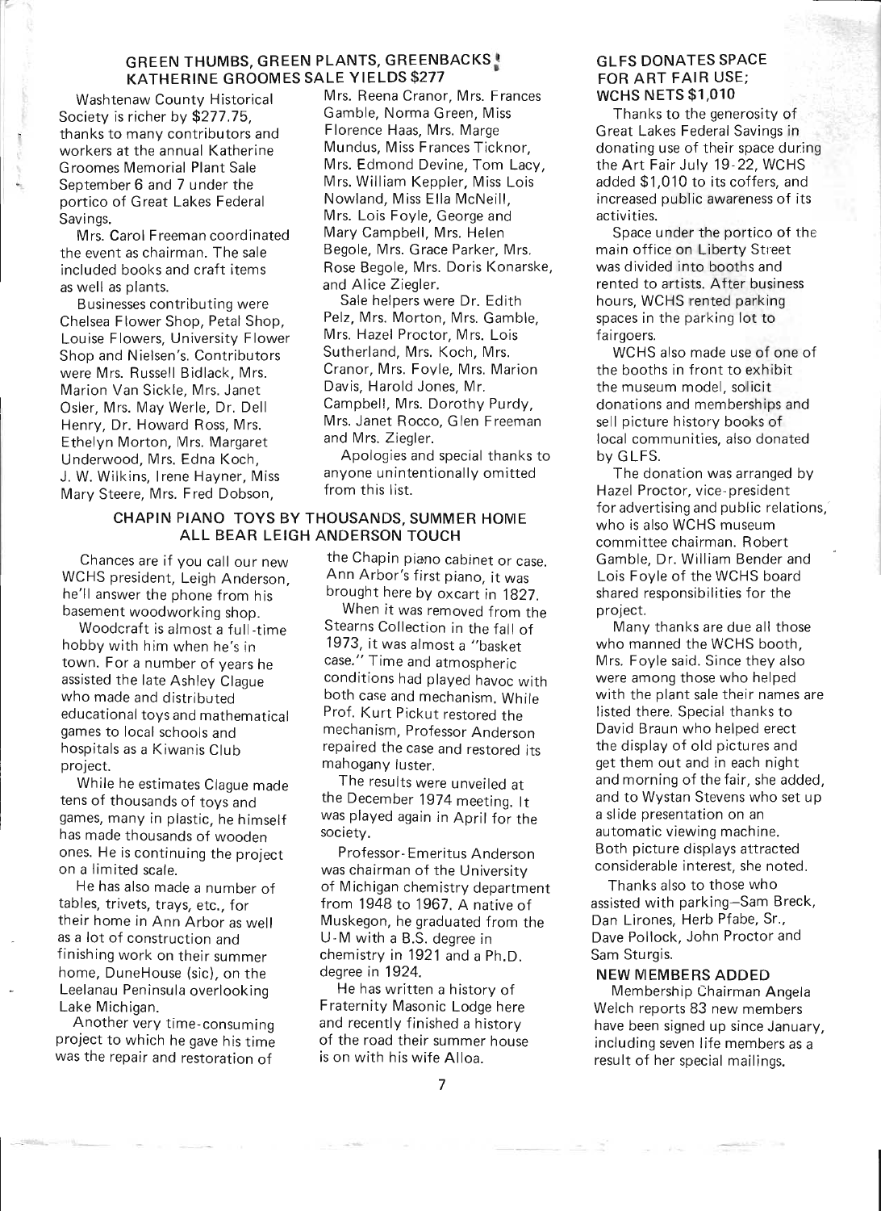## GREEN THUMBS, GREEN PLANTS, GREENBACKS! KATHERINE GROOMES SALE YIELDS $277

Washtenaw County Historical Society is richer by $277.75, thanks to many contributors and workers at the annual Katherine Groomes Memorial Plant Sale September 6 and 7 under the portico of Great Lakes Federal Savings.

Mrs. Carol Freeman coordinated the event as chairman. The sale included books and craft items as well as plants.

Businesses contributing were Chelsea Flower Shop, Petal Shop, Louise Flowers, University Flower Shop and Nielsen's. Contributors were Mrs. Russell Bidlack, Mrs. Marion Van Sickle, Mrs. Janet Osler, Mrs. May Werle, Dr. Dell Henry, Dr. Howard Ross, Mrs. Ethelyn Morton, Mrs. Margaret Underwood, Mrs. Edna Koch, J. W. Wilkins, Irene Hayner, Miss Mary Steere, Mrs. Fred Dobson, Mrs. Reena Cranor, Mrs. Frances Gamble, Norma Green, Miss Florence Haas, Mrs. Marge Mundus, Miss Frances Ticknor, Mrs. Edmond Devine, Tom Lacy, Mrs. William Keppler, Miss Lois Nowland, Miss Ella McNeill, Mrs. Lois Foyle, George and Mary Campbell, Mrs. Helen Begole, Mrs. Grace Parker, Mrs. Rose Begole, Mrs. Doris Konarske, and Alice Ziegler.

Sale helpers were Dr. Edith Pelz, Mrs. Morton, Mrs. Gamble, Mrs. Hazel Proctor, Mrs. Lois Sutherland, Mrs. Koch, Mrs. Cranor, Mrs. Foyle, Mrs. Marion Davis, Harold Jones, Mr. Campbell, Mrs. Dorothy Purdy, Mrs. Janet Rocco, Glen Freeman and Mrs. Ziegler.

Apologies and special thanks to anyone unintentionally omitted from this list.

## CHAPIN PIANO TOYS BY THOUSANDS, SUMMER HOME ALL BEAR LEIGH ANDERSON TOUCH

Chances are if you call our new WCHS president, Leigh Anderson, he'll answer the phone from his basement woodworking shop.

Woodcraft is almost a full-time hobby with him when he's in town. For a number of years he assisted the late Ashley Clague who made and distributed educational toys and mathematical games to local schools and hospitals as a Kiwanis Club project.

While he estimates Clague made tens of thousands of toys and games, many in plastic, he himself has made thousands of wooden ones. He is continuing the project on a limited scale.

He has also made a number of tables, trivets, trays, etc., for their home in Ann Arbor as well as a lot of construction and finishing work on their summer home, DuneHouse (sic), on the Leelanau Peninsula overlooking Lake Michigan.

Another very time-consuming project to which he gave his time was the repair and restoration of the Chapin piano cabinet or case. Ann Arbor's first piano, it was brought here by oxcart in 1827.

When it was removed from the Stearns Collection in the fall of 1973, it was almost a "basket case." Time and atmospheric conditions had played havoc with both case and mechanism. While Prof. Kurt Pickut restored the mechanism, Professor Anderson repaired the case and restored its mahogany luster.

The results were unveiled at the December 1974 meeting. It was played again in April for the society.

Professor-Emeritus Anderson was chairman of the University of Michigan chemistry department from 1948 to 1967. A native of Muskegon, he graduated from the U-M with a B.S. degree in chemistry in 1921 and a Ph.D. degree in 1924.

He has written a history of Fraternity Masonic Lodge here and recently finished a history of the road their summer house is on with his wife Alloa.

## GLFS DONATES SPACE FOR ART FAIR USE; WCHS NETS $1,010

Thanks to the generosity of Great Lakes Federal Savings in donating use of their space during the Art Fair July 19-22, WCHS added $1,010 to its coffers, and increased public awareness of its activities.

Space under the portico of the main office on Liberty Street was divided into booths and rented to artists. After business hours, WCHS rented parking spaces in the parking lot to fairgoers.

WCHS also made use of one of the booths in front to exhibit the museum model, solicit donations and memberships and sell picture history books of local communities, also donated by GLFS.

The donation was arranged by Hazel Proctor, vice-president for advertising and public relations, who is also WCHS museum committee chairman. Robert Gamble, Dr. William Bender and Lois Foyle of the WCHS board shared responsibilities for the project.

Many thanks are due all those who manned the WCHS booth, Mrs. Foyle said. Since they also were among those who helped with the plant sale their names are listed there. Special thanks to David Braun who helped erect the display of old pictures and get them out and in each night and morning of the fair, she added, and to Wystan Stevens who set up a slide presentation on an automatic viewing machine. Both picture displays attracted considerable interest, she noted.

Thanks also to those who assisted with parking—Sam Breck, Dan Lirones, Herb Pfabe, Sr., Dave Pollock, John Proctor and Sam Sturgis.

### NEW MEMBERS ADDED

Membership Chairman Angela Welch reports 83 new members have been signed up since January, including seven life members as a result of her special mailings.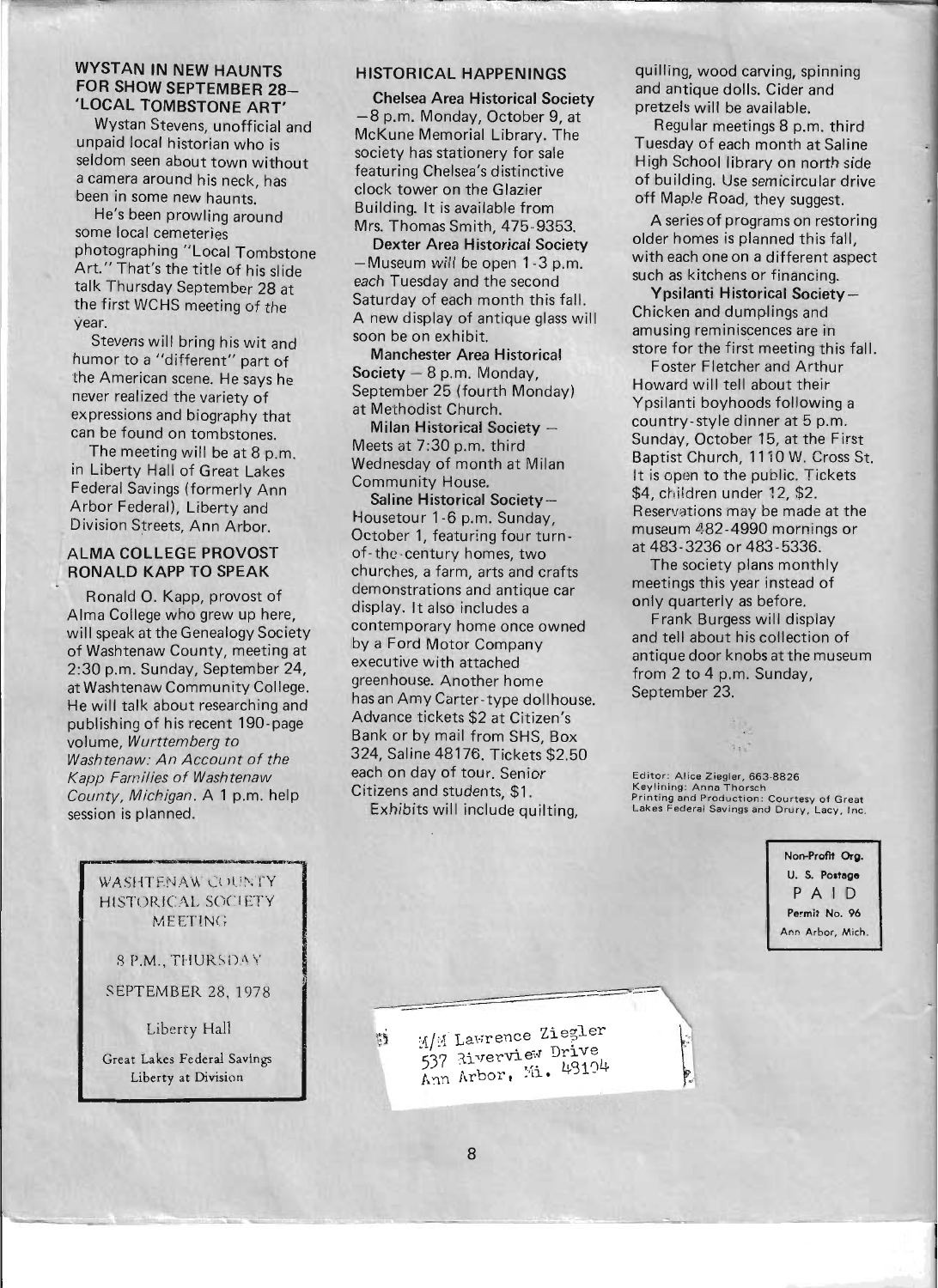## WYSTAN IN NEW HAUNTS FOR SHOW SEPTEMBER 28– 'LOCAL TOMBSTONE ART'

Wystan Stevens, unofficial and unpaid local historian who is seldom seen about town without a camera around his neck, has been in some new haunts.

He's been prowling around some local cemeteries photographing "Local Tombstone Art." That's the title of his slide talk Thursday September 28 at the first WCHS meeting of the year.

Stevens will bring his wit and humor to a "different" part of the American scene. He says he never realized the variety of expressions and biography that can be found on tombstones.

The meeting will be at 8 p.m. in Liberty Hall of Great Lakes Federal Savings (formerly Ann Arbor Federal), Liberty and Division Streets, Ann Arbor.

## ALMA COLLEGE PROVOST RONALD KAPP TO SPEAK

Ronald O. Kapp, provost of Alma College who grew up here, will speak at the Genealogy Society of Washtenaw County, meeting at 2:30 p.m. Sunday, September 24, at Washtenaw Community College. He will talk about researching and publishing of his recent 190-page volume, *Wurttemberg to Washtenaw: An Account of the Kapp Families of Washtenaw County, Michigan*. A 1 p.m. help session is planned.

WASHTENAW COUNTY HISTORICAL SOCIETY MEETING

8 P.M., THURSDAY

SEPTEMBER 28, 1978

Liberty Hall

Great Lakes Federal Savings
Liberty at Division

## HISTORICAL HAPPENINGS

**Chelsea Area Historical Society** –8 p.m. Monday, October 9, at McKune Memorial Library. The society has stationery for sale featuring Chelsea's distinctive clock tower on the Glazier Building. It is available from Mrs. Thomas Smith, 475-9353.

**Dexter Area Historical Society** –Museum will be open 1-3 p.m. each Tuesday and the second Saturday of each month this fall. A new display of antique glass will soon be on exhibit.

**Manchester Area Historical Society** – 8 p.m. Monday, September 25 (fourth Monday) at Methodist Church.

**Milan Historical Society** – Meets at 7:30 p.m. third Wednesday of month at Milan Community House.

**Saline Historical Society**– Housetour 1-6 p.m. Sunday, October 1, featuring four turn-of-the-century homes, two churches, a farm, arts and crafts demonstrations and antique car display. It also includes a contemporary home once owned by a Ford Motor Company executive with attached greenhouse. Another home has an Amy Carter-type dollhouse. Advance tickets $2 at Citizen's Bank or by mail from SHS, Box 324, Saline 48176. Tickets $2.50 each on day of tour. Senior Citizens and students, $1.

Exhibits will include quilting, quilling, wood carving, spinning and antique dolls. Cider and pretzels will be available.

Regular meetings 8 p.m. third Tuesday of each month at Saline High School library on north side of building. Use semicircular drive off Maple Road, they suggest.

A series of programs on restoring older homes is planned this fall, with each one on a different aspect such as kitchens or financing.

**Ypsilanti Historical Society**– Chicken and dumplings and amusing reminiscences are in store for the first meeting this fall.

Foster Fletcher and Arthur Howard will tell about their Ypsilanti boyhoods following a country-style dinner at 5 p.m. Sunday, October 15, at the First Baptist Church, 1110 W. Cross St. It is open to the public. Tickets $4, children under 12, $2. Reservations may be made at the museum 482-4990 mornings or at 483-3236 or 483-5336.

The society plans monthly meetings this year instead of only quarterly as before.

Frank Burgess will display and tell about his collection of antique door knobs at the museum from 2 to 4 p.m. Sunday, September 23.

Editor: Alice Ziegler, 663-8826
Keylining: Anna Thorsch
Printing and Production: Courtesy of Great Lakes Federal Savings and Drury, Lacy, Inc.

Non-Profit Org.
U. S. Postage
PAID
Permit No. 96
Ann Arbor, Mich.

M/M Lawrence Ziegler
537 Riverview Drive
Ann Arbor, Mi. 48104